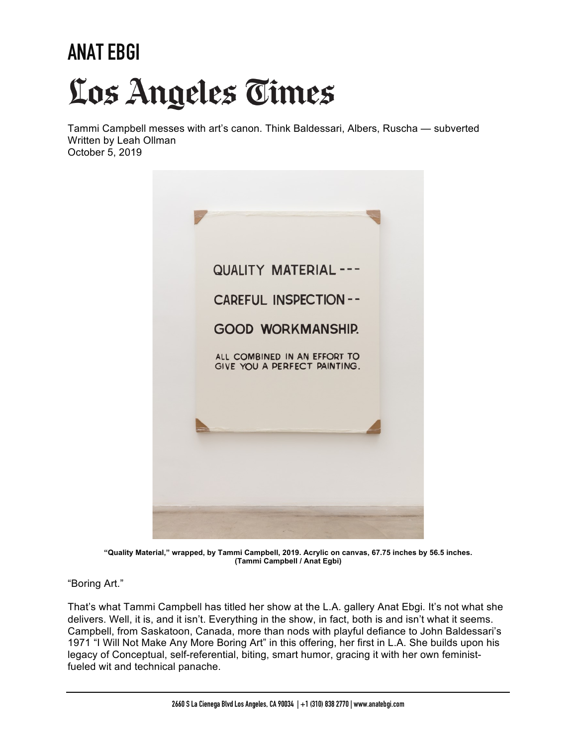# ANAT EBGI

# Los Angeles Times

Tammi Campbell messes with art's canon. Think Baldessari, Albers, Ruscha — subverted
Written by Leah Ollman
October 5, 2019

**"Quality Material," wrapped, by Tammi Campbell, 2019. Acrylic on canvas, 67.75 inches by 56.5 inches. (Tammi Campbell / Anat Egbi)**

"Boring Art."

That's what Tammi Campbell has titled her show at the L.A. gallery Anat Ebgi. It's not what she delivers. Well, it is, and it isn't. Everything in the show, in fact, both is and isn't what it seems. Campbell, from Saskatoon, Canada, more than nods with playful defiance to John Baldessari's 1971 "I Will Not Make Any More Boring Art" in this offering, her first in L.A. She builds upon his legacy of Conceptual, self-referential, biting, smart humor, gracing it with her own feminist-fueled wit and technical panache.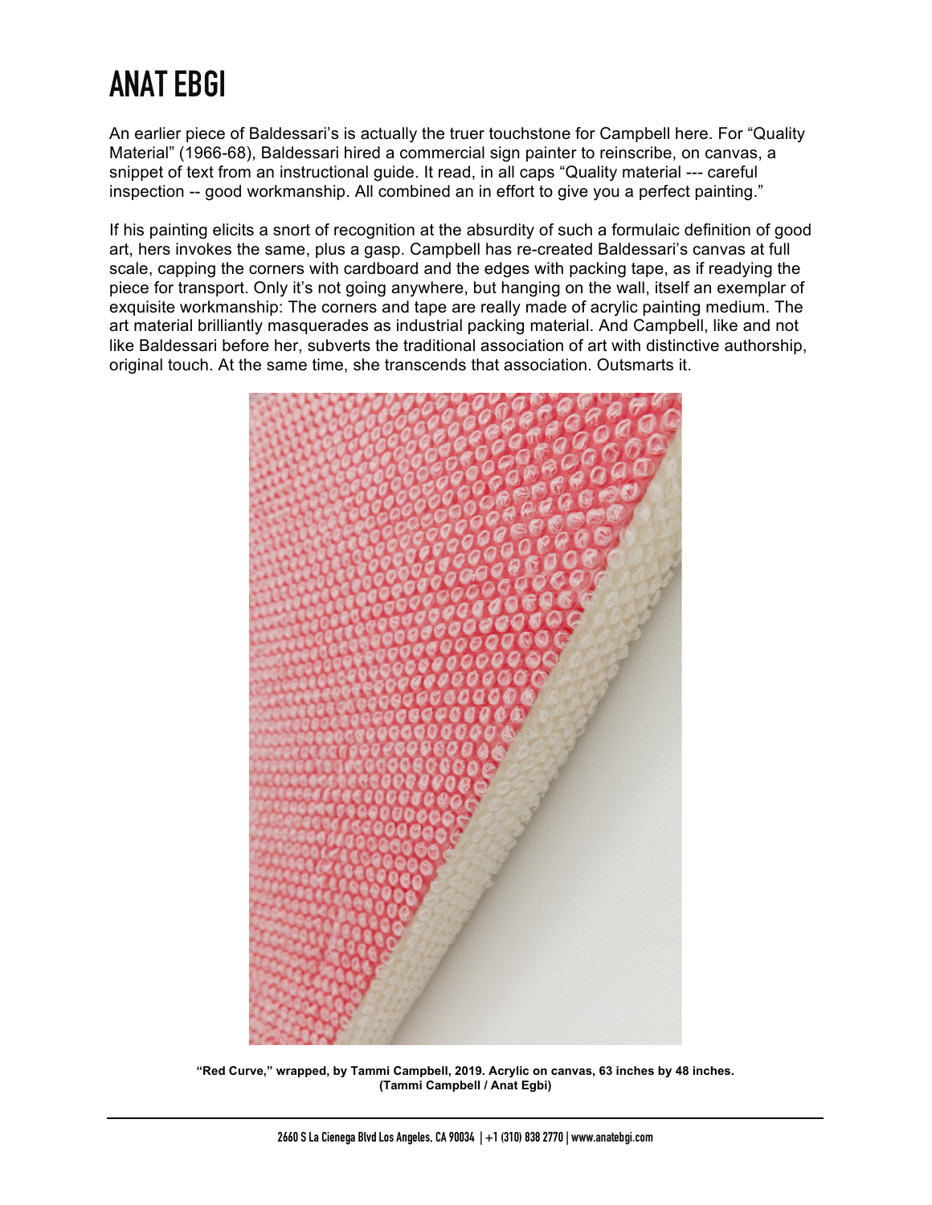An earlier piece of Baldessari's is actually the truer touchstone for Campbell here. For "Quality Material" (1966-68), Baldessari hired a commercial sign painter to reinscribe, on canvas, a snippet of text from an instructional guide. It read, in all caps "Quality material --- careful inspection -- good workmanship. All combined an in effort to give you a perfect painting."

If his painting elicits a snort of recognition at the absurdity of such a formulaic definition of good art, hers invokes the same, plus a gasp. Campbell has re-created Baldessari's canvas at full scale, capping the corners with cardboard and the edges with packing tape, as if readying the piece for transport. Only it's not going anywhere, but hanging on the wall, itself an exemplar of exquisite workmanship: The corners and tape are really made of acrylic painting medium. The art material brilliantly masquerades as industrial packing material. And Campbell, like and not like Baldessari before her, subverts the traditional association of art with distinctive authorship, original touch. At the same time, she transcends that association. Outsmarts it.

**"Red Curve," wrapped, by Tammi Campbell, 2019. Acrylic on canvas, 63 inches by 48 inches. (Tammi Campbell / Anat Egbi)**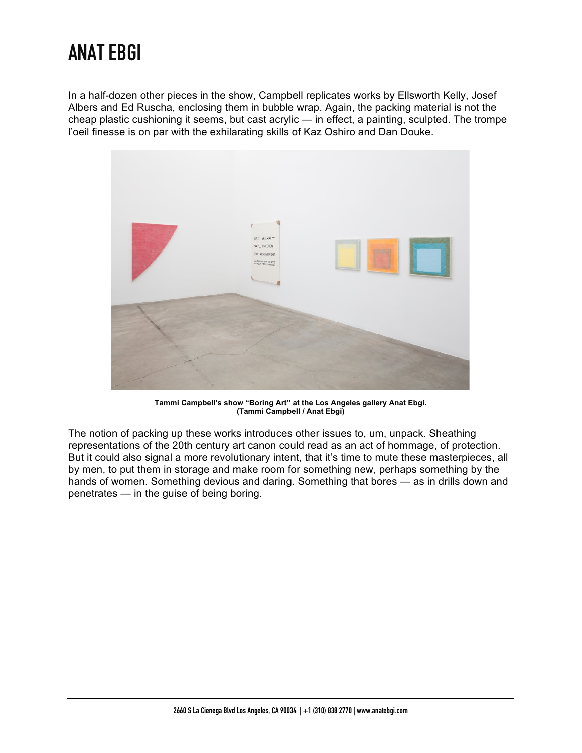In a half-dozen other pieces in the show, Campbell replicates works by Ellsworth Kelly, Josef Albers and Ed Ruscha, enclosing them in bubble wrap. Again, the packing material is not the cheap plastic cushioning it seems, but cast acrylic — in effect, a painting, sculpted. The trompe l'oeil finesse is on par with the exhilarating skills of Kaz Oshiro and Dan Douke.

**Tammi Campbell's show "Boring Art" at the Los Angeles gallery Anat Ebgi. (Tammi Campbell / Anat Ebgi)**

The notion of packing up these works introduces other issues to, um, unpack. Sheathing representations of the 20th century art canon could read as an act of hommage, of protection. But it could also signal a more revolutionary intent, that it's time to mute these masterpieces, all by men, to put them in storage and make room for something new, perhaps something by the hands of women. Something devious and daring. Something that bores — as in drills down and penetrates — in the guise of being boring.